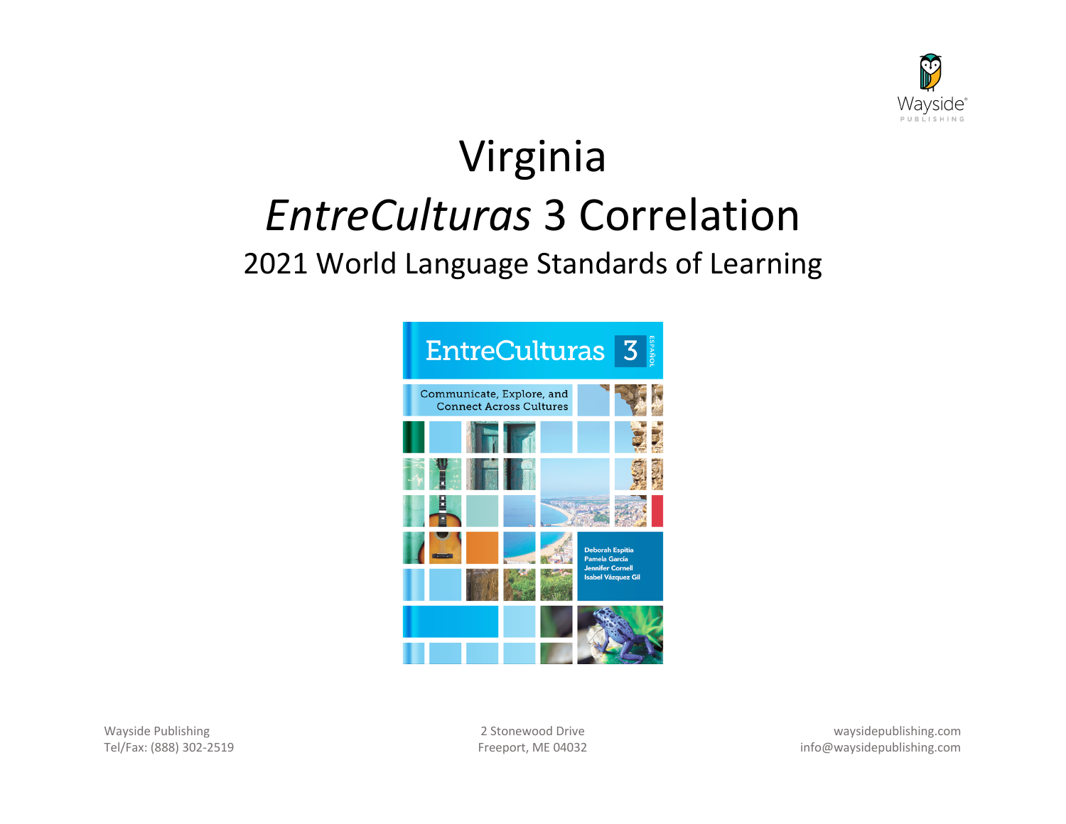# Virginia

# *EntreCulturas* 3 Correlation

## 2021 World Language Standards of Learning

Wayside Publishing
Tel/Fax: (888) 302-2519

2 Stonewood Drive
Freeport, ME 04032

waysidepublishing.com
info@waysidepublishing.com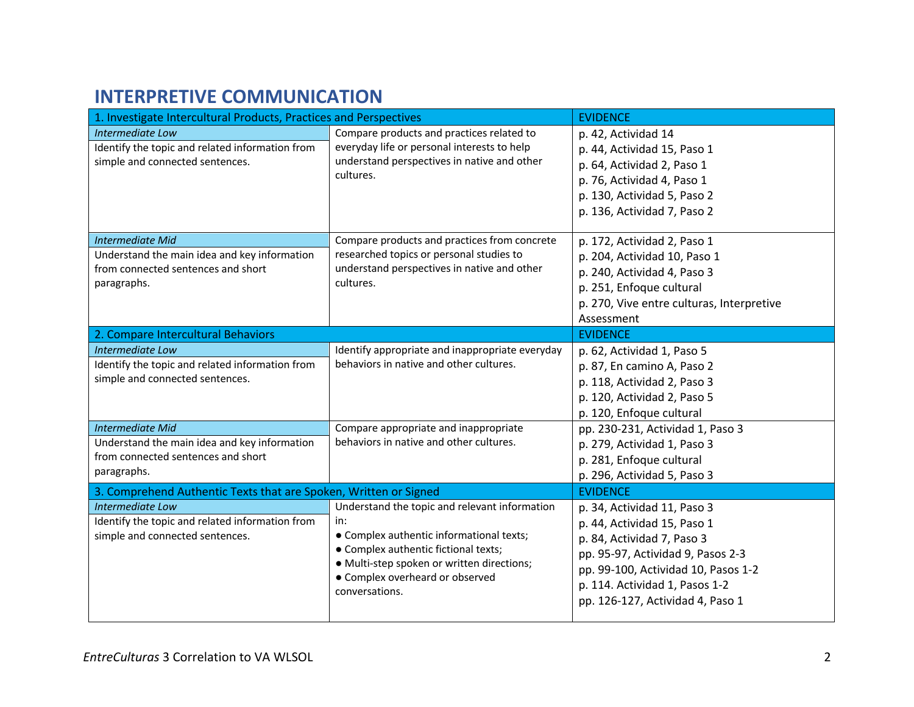## INTERPRETIVE COMMUNICATION

| 1. Investigate Intercultural Products, Practices and Perspectives | | EVIDENCE |
|---|---|---|
| *Intermediate Low*<br>Identify the topic and related information from simple and connected sentences. | Compare products and practices related to everyday life or personal interests to help understand perspectives in native and other cultures. | p. 42, Actividad 14<br>p. 44, Actividad 15, Paso 1<br>p. 64, Actividad 2, Paso 1<br>p. 76, Actividad 4, Paso 1<br>p. 130, Actividad 5, Paso 2<br>p. 136, Actividad 7, Paso 2 |
| *Intermediate Mid*<br>Understand the main idea and key information from connected sentences and short paragraphs. | Compare products and practices from concrete researched topics or personal studies to understand perspectives in native and other cultures. | p. 172, Actividad 2, Paso 1<br>p. 204, Actividad 10, Paso 1<br>p. 240, Actividad 4, Paso 3<br>p. 251, Enfoque cultural<br>p. 270, Vive entre culturas, Interpretive Assessment |
| **2. Compare Intercultural Behaviors** | | **EVIDENCE** |
| *Intermediate Low*<br>Identify the topic and related information from simple and connected sentences. | Identify appropriate and inappropriate everyday behaviors in native and other cultures. | p. 62, Actividad 1, Paso 5<br>p. 87, En camino A, Paso 2<br>p. 118, Actividad 2, Paso 3<br>p. 120, Actividad 2, Paso 5<br>p. 120, Enfoque cultural |
| *Intermediate Mid*<br>Understand the main idea and key information from connected sentences and short paragraphs. | Compare appropriate and inappropriate behaviors in native and other cultures. | pp. 230-231, Actividad 1, Paso 3<br>p. 279, Actividad 1, Paso 3<br>p. 281, Enfoque cultural<br>p. 296, Actividad 5, Paso 3 |
| **3. Comprehend Authentic Texts that are Spoken, Written or Signed** | | **EVIDENCE** |
| *Intermediate Low*<br>Identify the topic and related information from simple and connected sentences. | Understand the topic and relevant information in:<br>● Complex authentic informational texts;<br>● Complex authentic fictional texts;<br>● Multi-step spoken or written directions;<br>● Complex overheard or observed conversations. | p. 34, Actividad 11, Paso 3<br>p. 44, Actividad 15, Paso 1<br>p. 84, Actividad 7, Paso 3<br>pp. 95-97, Actividad 9, Pasos 2-3<br>pp. 99-100, Actividad 10, Pasos 1-2<br>p. 114. Actividad 1, Pasos 1-2<br>pp. 126-127, Actividad 4, Paso 1 |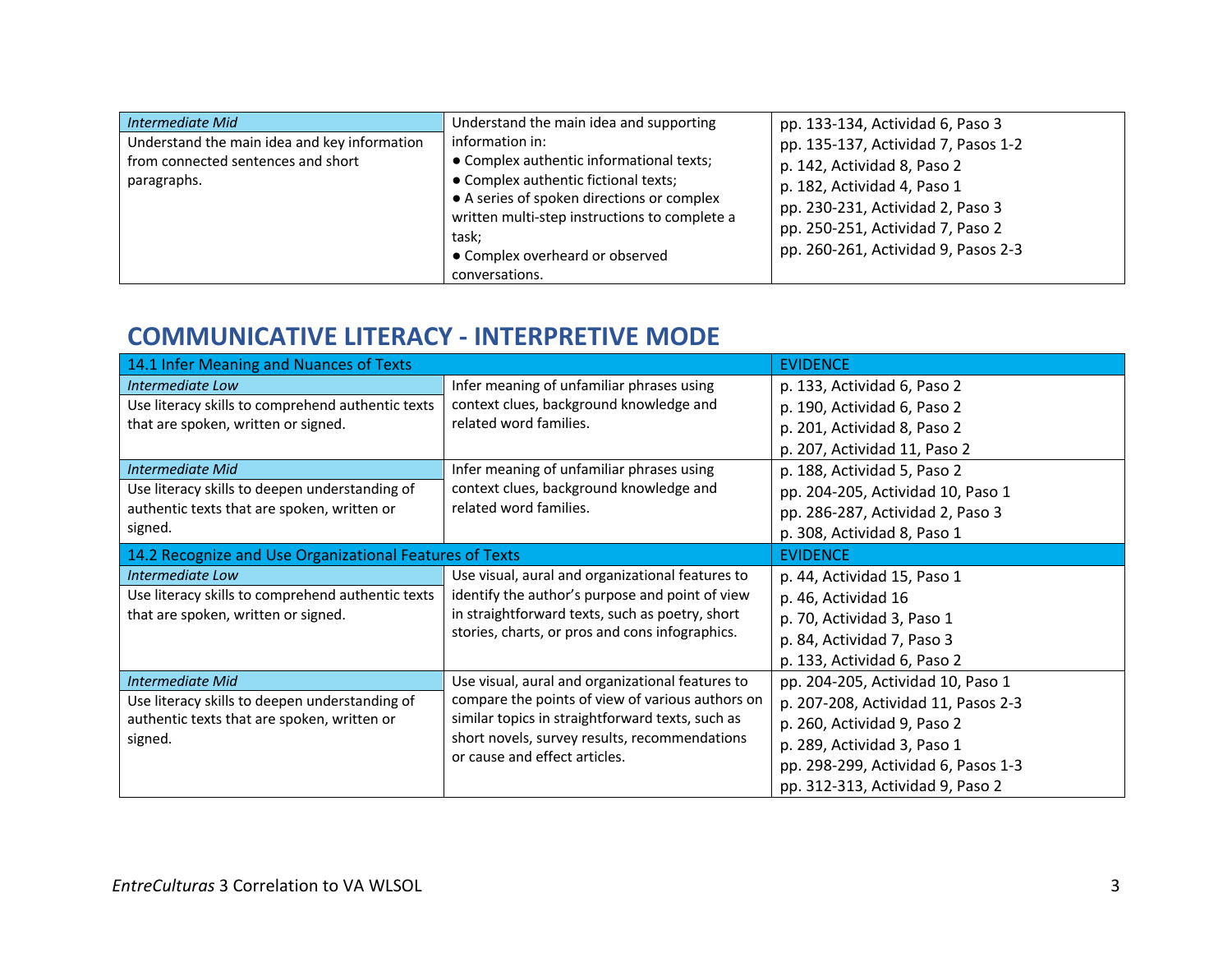| *Intermediate Mid*<br>Understand the main idea and key information from connected sentences and short paragraphs. | Understand the main idea and supporting information in:<br>● Complex authentic informational texts;<br>● Complex authentic fictional texts;<br>● A series of spoken directions or complex written multi-step instructions to complete a task;<br>● Complex overheard or observed conversations. | pp. 133-134, Actividad 6, Paso 3<br>pp. 135-137, Actividad 7, Pasos 1-2<br>p. 142, Actividad 8, Paso 2<br>p. 182, Actividad 4, Paso 1<br>pp. 230-231, Actividad 2, Paso 3<br>pp. 250-251, Actividad 7, Paso 2<br>pp. 260-261, Actividad 9, Pasos 2-3 |
|---|---|---|

## COMMUNICATIVE LITERACY - INTERPRETIVE MODE

| 14.1 Infer Meaning and Nuances of Texts | | EVIDENCE |
|---|---|---|
| *Intermediate Low*<br>Use literacy skills to comprehend authentic texts that are spoken, written or signed. | Infer meaning of unfamiliar phrases using context clues, background knowledge and related word families. | p. 133, Actividad 6, Paso 2<br>p. 190, Actividad 6, Paso 2<br>p. 201, Actividad 8, Paso 2<br>p. 207, Actividad 11, Paso 2 |
| *Intermediate Mid*<br>Use literacy skills to deepen understanding of authentic texts that are spoken, written or signed. | Infer meaning of unfamiliar phrases using context clues, background knowledge and related word families. | p. 188, Actividad 5, Paso 2<br>pp. 204-205, Actividad 10, Paso 1<br>pp. 286-287, Actividad 2, Paso 3<br>p. 308, Actividad 8, Paso 1 |
| **14.2 Recognize and Use Organizational Features of Texts** | | **EVIDENCE** |
| *Intermediate Low*<br>Use literacy skills to comprehend authentic texts that are spoken, written or signed. | Use visual, aural and organizational features to identify the author's purpose and point of view in straightforward texts, such as poetry, short stories, charts, or pros and cons infographics. | p. 44, Actividad 15, Paso 1<br>p. 46, Actividad 16<br>p. 70, Actividad 3, Paso 1<br>p. 84, Actividad 7, Paso 3<br>p. 133, Actividad 6, Paso 2 |
| *Intermediate Mid*<br>Use literacy skills to deepen understanding of authentic texts that are spoken, written or signed. | Use visual, aural and organizational features to compare the points of view of various authors on similar topics in straightforward texts, such as short novels, survey results, recommendations or cause and effect articles. | pp. 204-205, Actividad 10, Paso 1<br>p. 207-208, Actividad 11, Pasos 2-3<br>p. 260, Actividad 9, Paso 2<br>p. 289, Actividad 3, Paso 1<br>pp. 298-299, Actividad 6, Pasos 1-3<br>pp. 312-313, Actividad 9, Paso 2 |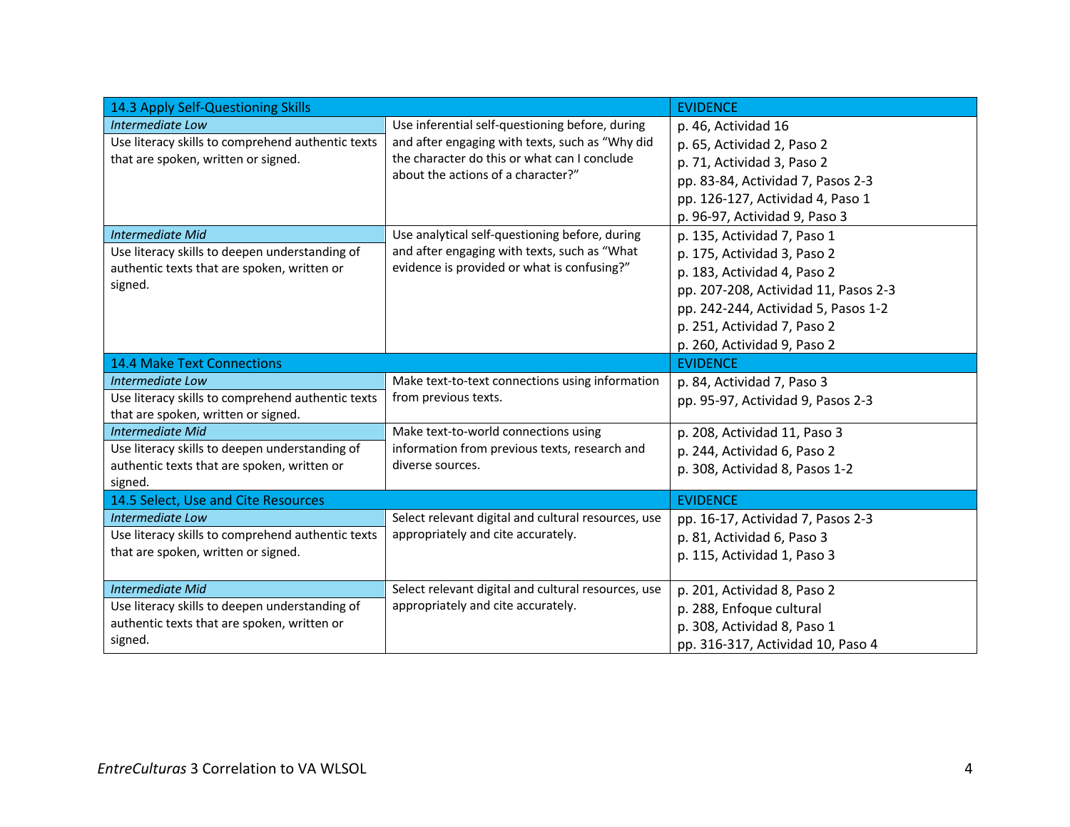| 14.3 Apply Self-Questioning Skills | | EVIDENCE |
|---|---|---|
| *Intermediate Low*<br>Use literacy skills to comprehend authentic texts that are spoken, written or signed. | Use inferential self-questioning before, during and after engaging with texts, such as "Why did the character do this or what can I conclude about the actions of a character?" | p. 46, Actividad 16<br>p. 65, Actividad 2, Paso 2<br>p. 71, Actividad 3, Paso 2<br>pp. 83-84, Actividad 7, Pasos 2-3<br>pp. 126-127, Actividad 4, Paso 1<br>p. 96-97, Actividad 9, Paso 3 |
| *Intermediate Mid*<br>Use literacy skills to deepen understanding of authentic texts that are spoken, written or signed. | Use analytical self-questioning before, during and after engaging with texts, such as "What evidence is provided or what is confusing?" | p. 135, Actividad 7, Paso 1<br>p. 175, Actividad 3, Paso 2<br>p. 183, Actividad 4, Paso 2<br>pp. 207-208, Actividad 11, Pasos 2-3<br>pp. 242-244, Actividad 5, Pasos 1-2<br>p. 251, Actividad 7, Paso 2<br>p. 260, Actividad 9, Paso 2 |
| **14.4 Make Text Connections** | | **EVIDENCE** |
| *Intermediate Low*<br>Use literacy skills to comprehend authentic texts that are spoken, written or signed. | Make text-to-text connections using information from previous texts. | p. 84, Actividad 7, Paso 3<br>pp. 95-97, Actividad 9, Pasos 2-3 |
| *Intermediate Mid*<br>Use literacy skills to deepen understanding of authentic texts that are spoken, written or signed. | Make text-to-world connections using information from previous texts, research and diverse sources. | p. 208, Actividad 11, Paso 3<br>p. 244, Actividad 6, Paso 2<br>p. 308, Actividad 8, Pasos 1-2 |
| **14.5 Select, Use and Cite Resources** | | **EVIDENCE** |
| *Intermediate Low*<br>Use literacy skills to comprehend authentic texts that are spoken, written or signed. | Select relevant digital and cultural resources, use appropriately and cite accurately. | pp. 16-17, Actividad 7, Pasos 2-3<br>p. 81, Actividad 6, Paso 3<br>p. 115, Actividad 1, Paso 3 |
| *Intermediate Mid*<br>Use literacy skills to deepen understanding of authentic texts that are spoken, written or signed. | Select relevant digital and cultural resources, use appropriately and cite accurately. | p. 201, Actividad 8, Paso 2<br>p. 288, Enfoque cultural<br>p. 308, Actividad 8, Paso 1<br>pp. 316-317, Actividad 10, Paso 4 |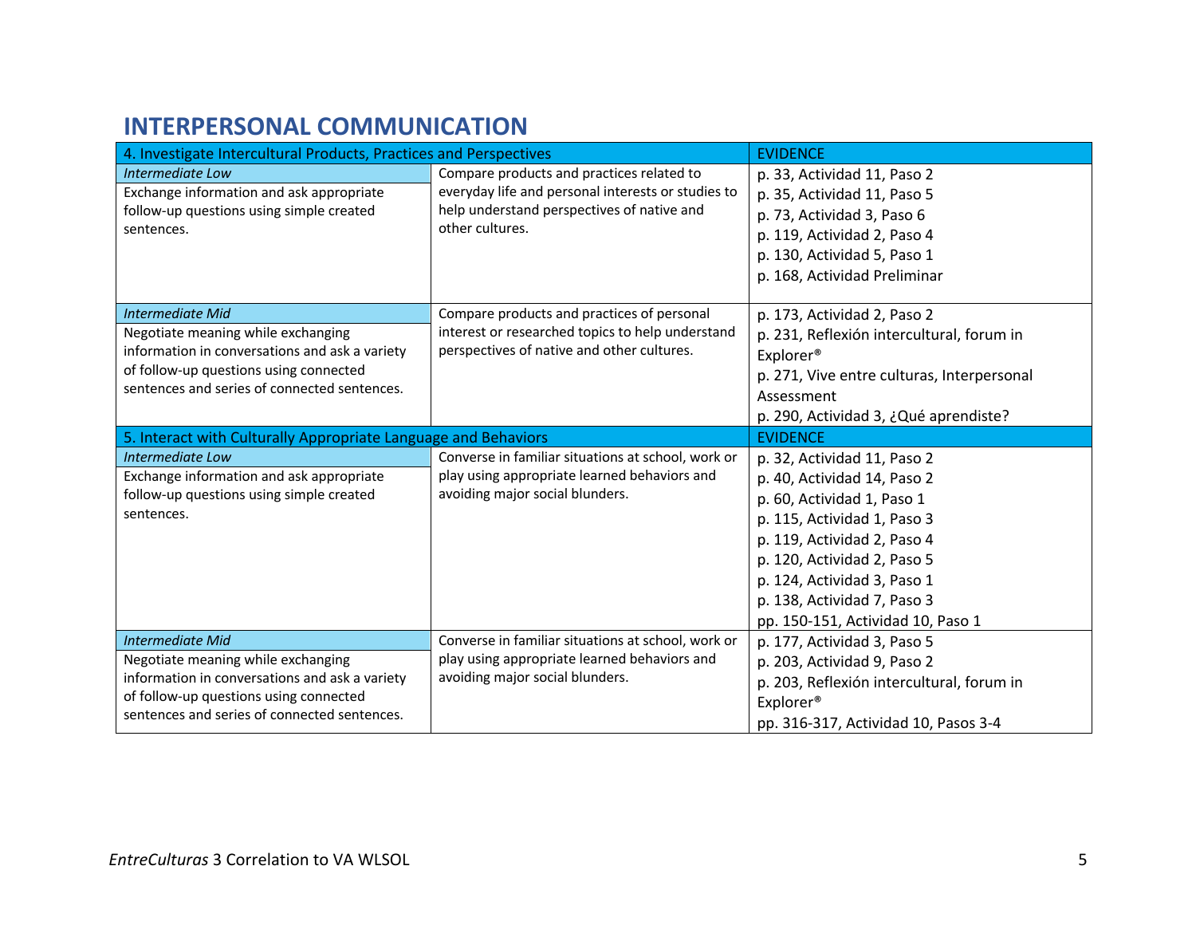## INTERPERSONAL COMMUNICATION

| 4. Investigate Intercultural Products, Practices and Perspectives | | EVIDENCE |
|---|---|---|
| *Intermediate Low*<br>Exchange information and ask appropriate follow-up questions using simple created sentences. | Compare products and practices related to everyday life and personal interests or studies to help understand perspectives of native and other cultures. | p. 33, Actividad 11, Paso 2<br>p. 35, Actividad 11, Paso 5<br>p. 73, Actividad 3, Paso 6<br>p. 119, Actividad 2, Paso 4<br>p. 130, Actividad 5, Paso 1<br>p. 168, Actividad Preliminar |
| *Intermediate Mid*<br>Negotiate meaning while exchanging information in conversations and ask a variety of follow-up questions using connected sentences and series of connected sentences. | Compare products and practices of personal interest or researched topics to help understand perspectives of native and other cultures. | p. 173, Actividad 2, Paso 2<br>p. 231, Reflexión intercultural, forum in Explorer®<br>p. 271, Vive entre culturas, Interpersonal Assessment<br>p. 290, Actividad 3, ¿Qué aprendiste? |
| **5. Interact with Culturally Appropriate Language and Behaviors** | | **EVIDENCE** |
| *Intermediate Low*<br>Exchange information and ask appropriate follow-up questions using simple created sentences. | Converse in familiar situations at school, work or play using appropriate learned behaviors and avoiding major social blunders. | p. 32, Actividad 11, Paso 2<br>p. 40, Actividad 14, Paso 2<br>p. 60, Actividad 1, Paso 1<br>p. 115, Actividad 1, Paso 3<br>p. 119, Actividad 2, Paso 4<br>p. 120, Actividad 2, Paso 5<br>p. 124, Actividad 3, Paso 1<br>p. 138, Actividad 7, Paso 3<br>pp. 150-151, Actividad 10, Paso 1 |
| *Intermediate Mid*<br>Negotiate meaning while exchanging information in conversations and ask a variety of follow-up questions using connected sentences and series of connected sentences. | Converse in familiar situations at school, work or play using appropriate learned behaviors and avoiding major social blunders. | p. 177, Actividad 3, Paso 5<br>p. 203, Actividad 9, Paso 2<br>p. 203, Reflexión intercultural, forum in Explorer®<br>pp. 316-317, Actividad 10, Pasos 3-4 |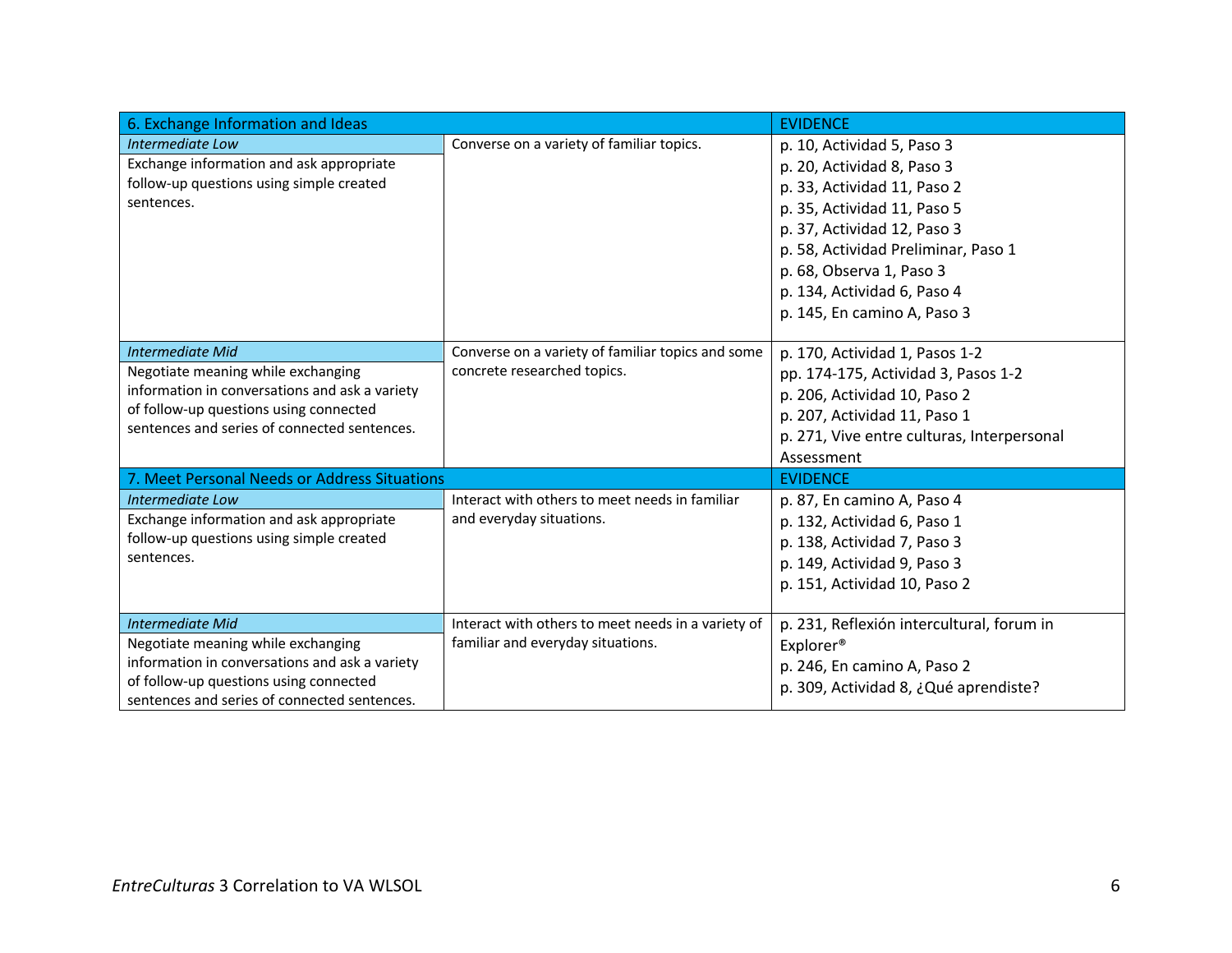| 6. Exchange Information and Ideas | | EVIDENCE |
| --- | --- | --- |
| *Intermediate Low*<br>Exchange information and ask appropriate follow-up questions using simple created sentences. | Converse on a variety of familiar topics. | p. 10, Actividad 5, Paso 3<br>p. 20, Actividad 8, Paso 3<br>p. 33, Actividad 11, Paso 2<br>p. 35, Actividad 11, Paso 5<br>p. 37, Actividad 12, Paso 3<br>p. 58, Actividad Preliminar, Paso 1<br>p. 68, Observa 1, Paso 3<br>p. 134, Actividad 6, Paso 4<br>p. 145, En camino A, Paso 3 |
| *Intermediate Mid*<br>Negotiate meaning while exchanging information in conversations and ask a variety of follow-up questions using connected sentences and series of connected sentences. | Converse on a variety of familiar topics and some concrete researched topics. | p. 170, Actividad 1, Pasos 1-2<br>pp. 174-175, Actividad 3, Pasos 1-2<br>p. 206, Actividad 10, Paso 2<br>p. 207, Actividad 11, Paso 1<br>p. 271, Vive entre culturas, Interpersonal Assessment |
| **7. Meet Personal Needs or Address Situations** | | **EVIDENCE** |
| *Intermediate Low*<br>Exchange information and ask appropriate follow-up questions using simple created sentences. | Interact with others to meet needs in familiar and everyday situations. | p. 87, En camino A, Paso 4<br>p. 132, Actividad 6, Paso 1<br>p. 138, Actividad 7, Paso 3<br>p. 149, Actividad 9, Paso 3<br>p. 151, Actividad 10, Paso 2 |
| *Intermediate Mid*<br>Negotiate meaning while exchanging information in conversations and ask a variety of follow-up questions using connected sentences and series of connected sentences. | Interact with others to meet needs in a variety of familiar and everyday situations. | p. 231, Reflexión intercultural, forum in Explorer®<br>p. 246, En camino A, Paso 2<br>p. 309, Actividad 8, ¿Qué aprendiste? |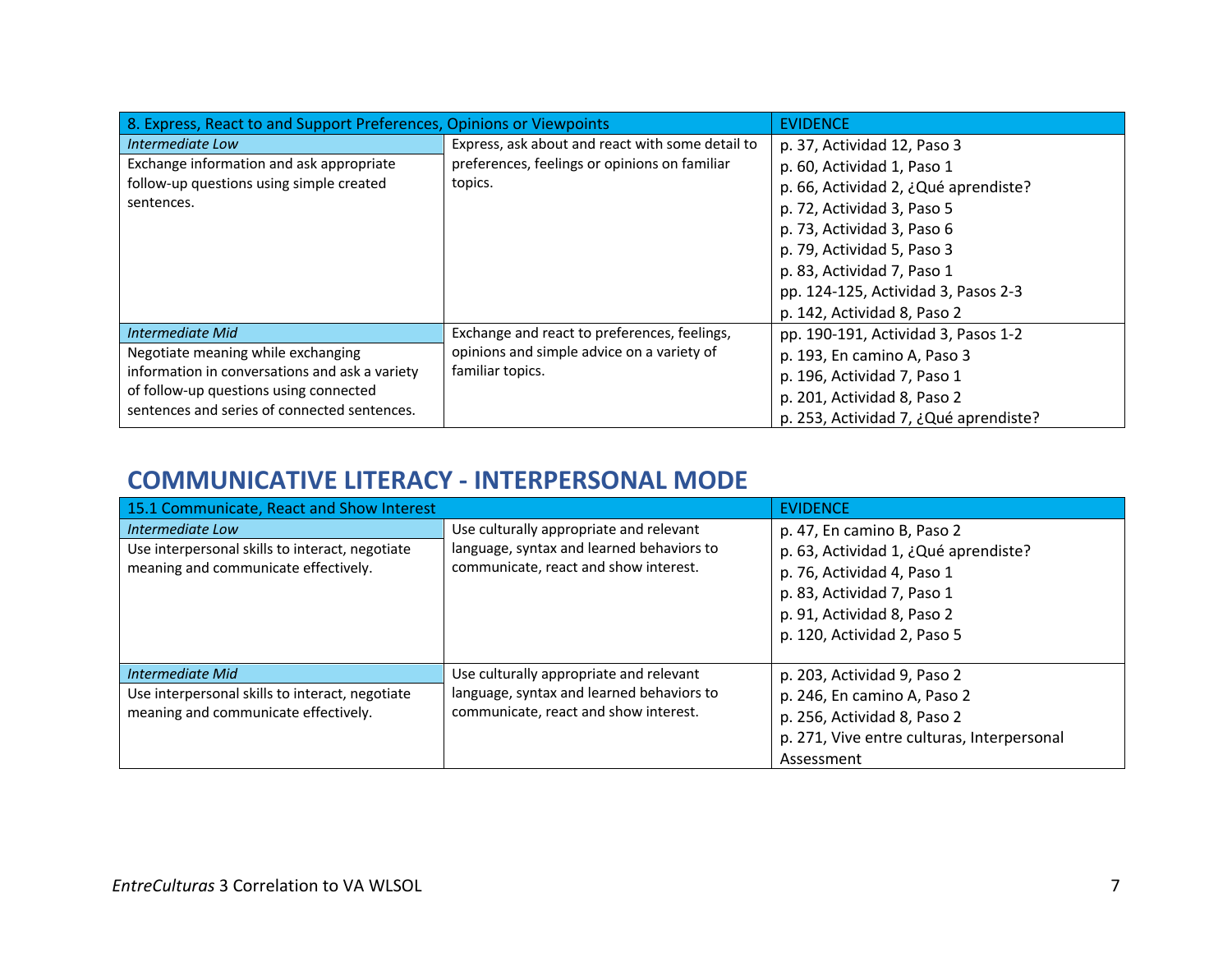| 8. Express, React to and Support Preferences, Opinions or Viewpoints | | EVIDENCE |
|---|---|---|
| *Intermediate Low*<br>Exchange information and ask appropriate follow-up questions using simple created sentences. | Express, ask about and react with some detail to preferences, feelings or opinions on familiar topics. | p. 37, Actividad 12, Paso 3<br>p. 60, Actividad 1, Paso 1<br>p. 66, Actividad 2, ¿Qué aprendiste?<br>p. 72, Actividad 3, Paso 5<br>p. 73, Actividad 3, Paso 6<br>p. 79, Actividad 5, Paso 3<br>p. 83, Actividad 7, Paso 1<br>pp. 124-125, Actividad 3, Pasos 2-3<br>p. 142, Actividad 8, Paso 2 |
| *Intermediate Mid*<br>Negotiate meaning while exchanging information in conversations and ask a variety of follow-up questions using connected sentences and series of connected sentences. | Exchange and react to preferences, feelings, opinions and simple advice on a variety of familiar topics. | pp. 190-191, Actividad 3, Pasos 1-2<br>p. 193, En camino A, Paso 3<br>p. 196, Actividad 7, Paso 1<br>p. 201, Actividad 8, Paso 2<br>p. 253, Actividad 7, ¿Qué aprendiste? |

## COMMUNICATIVE LITERACY - INTERPERSONAL MODE

| 15.1 Communicate, React and Show Interest | | EVIDENCE |
|---|---|---|
| *Intermediate Low*<br>Use interpersonal skills to interact, negotiate meaning and communicate effectively. | Use culturally appropriate and relevant language, syntax and learned behaviors to communicate, react and show interest. | p. 47, En camino B, Paso 2<br>p. 63, Actividad 1, ¿Qué aprendiste?<br>p. 76, Actividad 4, Paso 1<br>p. 83, Actividad 7, Paso 1<br>p. 91, Actividad 8, Paso 2<br>p. 120, Actividad 2, Paso 5 |
| *Intermediate Mid*<br>Use interpersonal skills to interact, negotiate meaning and communicate effectively. | Use culturally appropriate and relevant language, syntax and learned behaviors to communicate, react and show interest. | p. 203, Actividad 9, Paso 2<br>p. 246, En camino A, Paso 2<br>p. 256, Actividad 8, Paso 2<br>p. 271, Vive entre culturas, Interpersonal Assessment |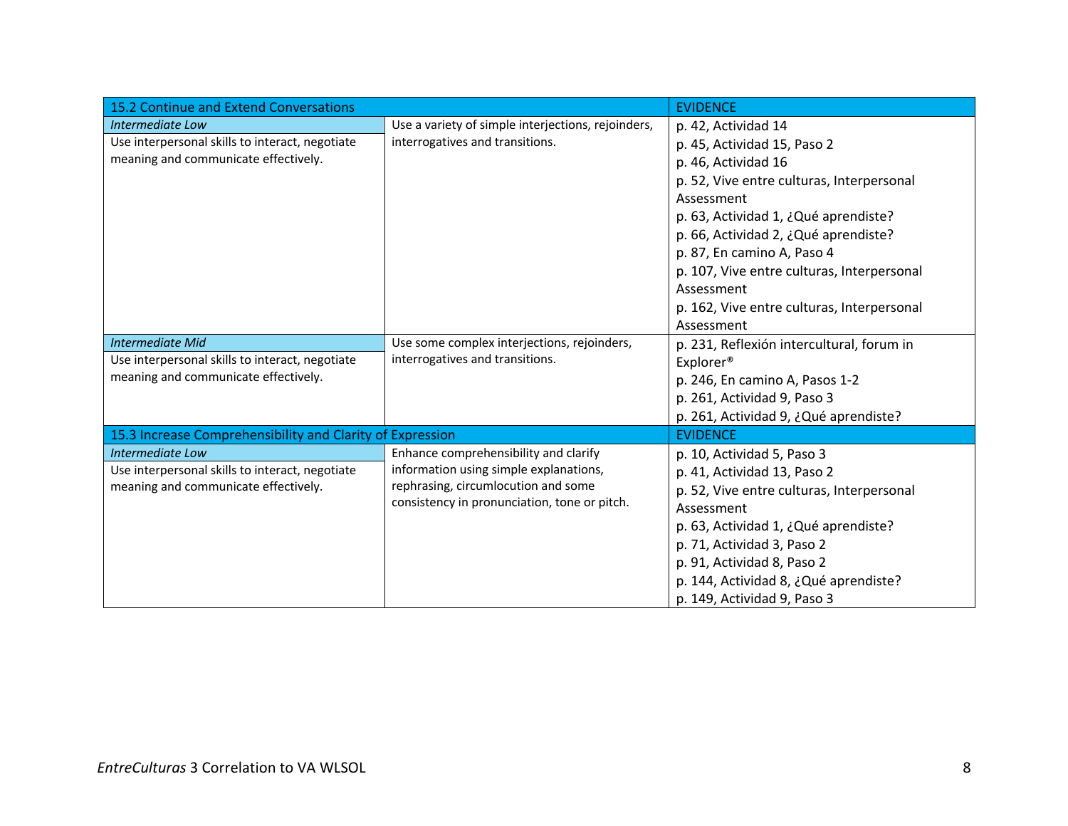| 15.2 Continue and Extend Conversations | | EVIDENCE |
| --- | --- | --- |
| *Intermediate Low*<br>Use interpersonal skills to interact, negotiate meaning and communicate effectively. | Use a variety of simple interjections, rejoinders, interrogatives and transitions. | p. 42, Actividad 14<br>p. 45, Actividad 15, Paso 2<br>p. 46, Actividad 16<br>p. 52, Vive entre culturas, Interpersonal Assessment<br>p. 63, Actividad 1, ¿Qué aprendiste?<br>p. 66, Actividad 2, ¿Qué aprendiste?<br>p. 87, En camino A, Paso 4<br>p. 107, Vive entre culturas, Interpersonal Assessment<br>p. 162, Vive entre culturas, Interpersonal Assessment |
| *Intermediate Mid*<br>Use interpersonal skills to interact, negotiate meaning and communicate effectively. | Use some complex interjections, rejoinders, interrogatives and transitions. | p. 231, Reflexión intercultural, forum in Explorer®<br>p. 246, En camino A, Pasos 1-2<br>p. 261, Actividad 9, Paso 3<br>p. 261, Actividad 9, ¿Qué aprendiste? |

| 15.3 Increase Comprehensibility and Clarity of Expression | | EVIDENCE |
| --- | --- | --- |
| *Intermediate Low*<br>Use interpersonal skills to interact, negotiate meaning and communicate effectively. | Enhance comprehensibility and clarify information using simple explanations, rephrasing, circumlocution and some consistency in pronunciation, tone or pitch. | p. 10, Actividad 5, Paso 3<br>p. 41, Actividad 13, Paso 2<br>p. 52, Vive entre culturas, Interpersonal Assessment<br>p. 63, Actividad 1, ¿Qué aprendiste?<br>p. 71, Actividad 3, Paso 2<br>p. 91, Actividad 8, Paso 2<br>p. 144, Actividad 8, ¿Qué aprendiste?<br>p. 149, Actividad 9, Paso 3 |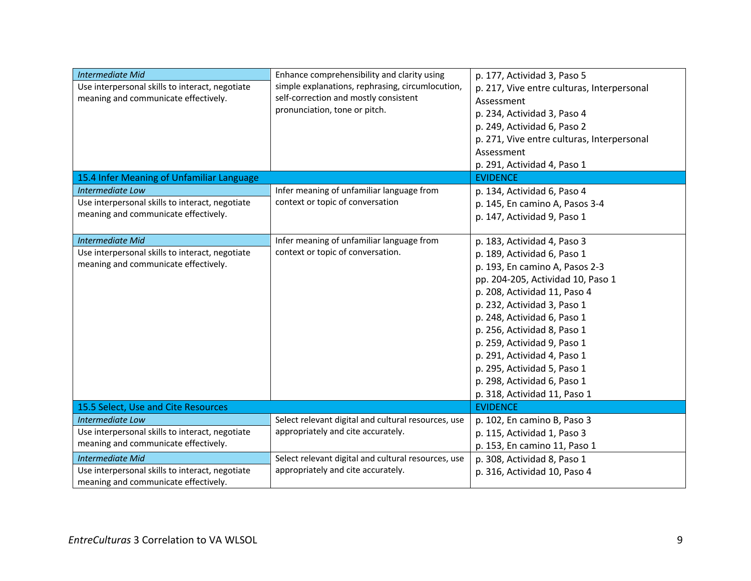| | | |
|---|---|---|
| *Intermediate Mid*<br>Use interpersonal skills to interact, negotiate meaning and communicate effectively. | Enhance comprehensibility and clarity using simple explanations, rephrasing, circumlocution, self-correction and mostly consistent pronunciation, tone or pitch. | p. 177, Actividad 3, Paso 5<br>p. 217, Vive entre culturas, Interpersonal Assessment<br>p. 234, Actividad 3, Paso 4<br>p. 249, Actividad 6, Paso 2<br>p. 271, Vive entre culturas, Interpersonal Assessment<br>p. 291, Actividad 4, Paso 1 |
| 15.4 Infer Meaning of Unfamiliar Language | | EVIDENCE |
| *Intermediate Low*<br>Use interpersonal skills to interact, negotiate meaning and communicate effectively. | Infer meaning of unfamiliar language from context or topic of conversation | p. 134, Actividad 6, Paso 4<br>p. 145, En camino A, Pasos 3-4<br>p. 147, Actividad 9, Paso 1 |
| *Intermediate Mid*<br>Use interpersonal skills to interact, negotiate meaning and communicate effectively. | Infer meaning of unfamiliar language from context or topic of conversation. | p. 183, Actividad 4, Paso 3<br>p. 189, Actividad 6, Paso 1<br>p. 193, En camino A, Pasos 2-3<br>pp. 204-205, Actividad 10, Paso 1<br>p. 208, Actividad 11, Paso 4<br>p. 232, Actividad 3, Paso 1<br>p. 248, Actividad 6, Paso 1<br>p. 256, Actividad 8, Paso 1<br>p. 259, Actividad 9, Paso 1<br>p. 291, Actividad 4, Paso 1<br>p. 295, Actividad 5, Paso 1<br>p. 298, Actividad 6, Paso 1<br>p. 318, Actividad 11, Paso 1 |
| 15.5 Select, Use and Cite Resources | | EVIDENCE |
| *Intermediate Low*<br>Use interpersonal skills to interact, negotiate meaning and communicate effectively. | Select relevant digital and cultural resources, use appropriately and cite accurately. | p. 102, En camino B, Paso 3<br>p. 115, Actividad 1, Paso 3<br>p. 153, En camino 11, Paso 1 |
| *Intermediate Mid*<br>Use interpersonal skills to interact, negotiate meaning and communicate effectively. | Select relevant digital and cultural resources, use appropriately and cite accurately. | p. 308, Actividad 8, Paso 1<br>p. 316, Actividad 10, Paso 4 |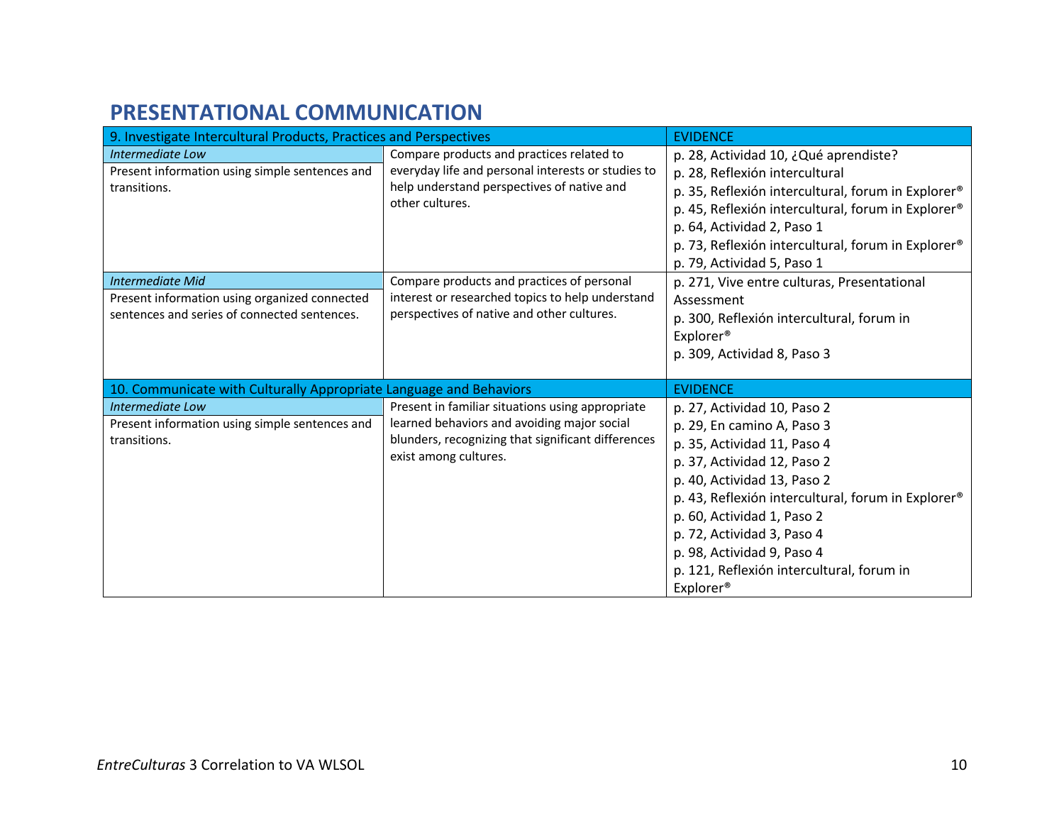# PRESENTATIONAL COMMUNICATION

| 9. Investigate Intercultural Products, Practices and Perspectives | | EVIDENCE |
|---|---|---|
| *Intermediate Low*<br>Present information using simple sentences and transitions. | Compare products and practices related to everyday life and personal interests or studies to help understand perspectives of native and other cultures. | p. 28, Actividad 10, ¿Qué aprendiste?<br>p. 28, Reflexión intercultural<br>p. 35, Reflexión intercultural, forum in Explorer®<br>p. 45, Reflexión intercultural, forum in Explorer®<br>p. 64, Actividad 2, Paso 1<br>p. 73, Reflexión intercultural, forum in Explorer®<br>p. 79, Actividad 5, Paso 1 |
| *Intermediate Mid*<br>Present information using organized connected sentences and series of connected sentences. | Compare products and practices of personal interest or researched topics to help understand perspectives of native and other cultures. | p. 271, Vive entre culturas, Presentational Assessment<br>p. 300, Reflexión intercultural, forum in Explorer®<br>p. 309, Actividad 8, Paso 3 |

| 10. Communicate with Culturally Appropriate Language and Behaviors | | EVIDENCE |
|---|---|---|
| *Intermediate Low*<br>Present information using simple sentences and transitions. | Present in familiar situations using appropriate learned behaviors and avoiding major social blunders, recognizing that significant differences exist among cultures. | p. 27, Actividad 10, Paso 2<br>p. 29, En camino A, Paso 3<br>p. 35, Actividad 11, Paso 4<br>p. 37, Actividad 12, Paso 2<br>p. 40, Actividad 13, Paso 2<br>p. 43, Reflexión intercultural, forum in Explorer®<br>p. 60, Actividad 1, Paso 2<br>p. 72, Actividad 3, Paso 4<br>p. 98, Actividad 9, Paso 4<br>p. 121, Reflexión intercultural, forum in Explorer® |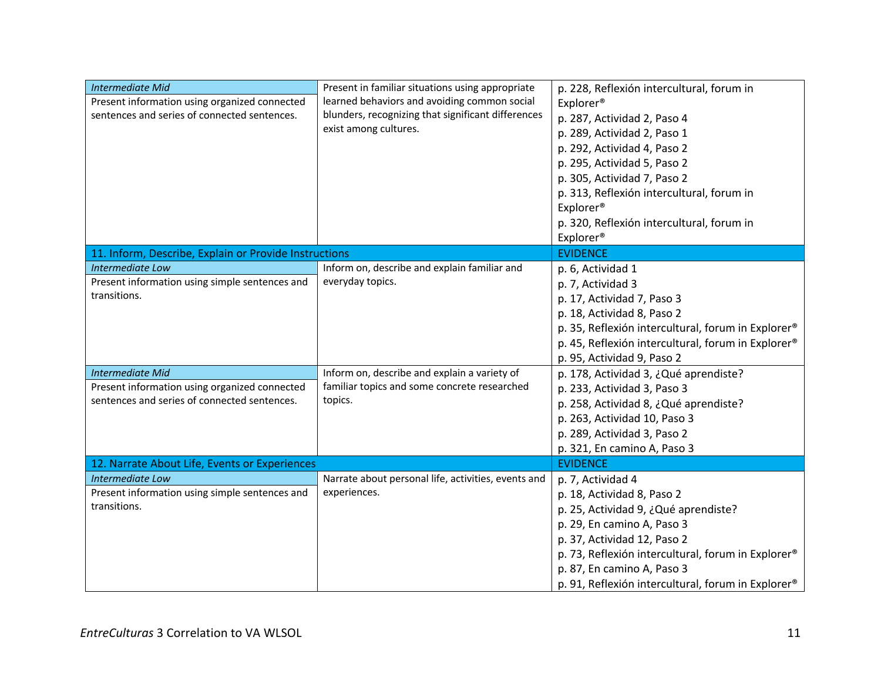| | | |
|---|---|---|
| *Intermediate Mid*<br>Present information using organized connected sentences and series of connected sentences. | Present in familiar situations using appropriate learned behaviors and avoiding common social blunders, recognizing that significant differences exist among cultures. | p. 228, Reflexión intercultural, forum in Explorer®<br>p. 287, Actividad 2, Paso 4<br>p. 289, Actividad 2, Paso 1<br>p. 292, Actividad 4, Paso 2<br>p. 295, Actividad 5, Paso 2<br>p. 305, Actividad 7, Paso 2<br>p. 313, Reflexión intercultural, forum in Explorer®<br>p. 320, Reflexión intercultural, forum in Explorer® |
| **11. Inform, Describe, Explain or Provide Instructions** | | **EVIDENCE** |
| *Intermediate Low*<br>Present information using simple sentences and transitions. | Inform on, describe and explain familiar and everyday topics. | p. 6, Actividad 1<br>p. 7, Actividad 3<br>p. 17, Actividad 7, Paso 3<br>p. 18, Actividad 8, Paso 2<br>p. 35, Reflexión intercultural, forum in Explorer®<br>p. 45, Reflexión intercultural, forum in Explorer®<br>p. 95, Actividad 9, Paso 2 |
| *Intermediate Mid*<br>Present information using organized connected sentences and series of connected sentences. | Inform on, describe and explain a variety of familiar topics and some concrete researched topics. | p. 178, Actividad 3, ¿Qué aprendiste?<br>p. 233, Actividad 3, Paso 3<br>p. 258, Actividad 8, ¿Qué aprendiste?<br>p. 263, Actividad 10, Paso 3<br>p. 289, Actividad 3, Paso 2<br>p. 321, En camino A, Paso 3 |
| **12. Narrate About Life, Events or Experiences** | | **EVIDENCE** |
| *Intermediate Low*<br>Present information using simple sentences and transitions. | Narrate about personal life, activities, events and experiences. | p. 7, Actividad 4<br>p. 18, Actividad 8, Paso 2<br>p. 25, Actividad 9, ¿Qué aprendiste?<br>p. 29, En camino A, Paso 3<br>p. 37, Actividad 12, Paso 2<br>p. 73, Reflexión intercultural, forum in Explorer®<br>p. 87, En camino A, Paso 3<br>p. 91, Reflexión intercultural, forum in Explorer® |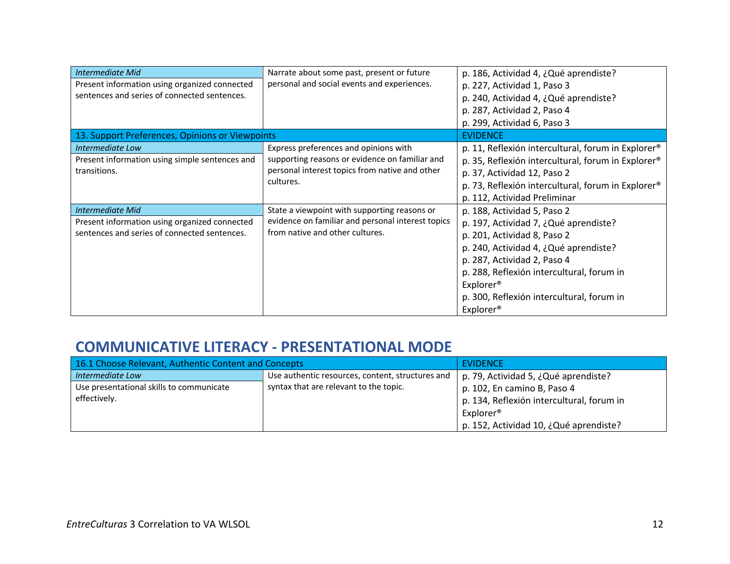| | | |
|---|---|---|
| *Intermediate Mid*<br>Present information using organized connected sentences and series of connected sentences. | Narrate about some past, present or future personal and social events and experiences. | p. 186, Actividad 4, ¿Qué aprendiste?<br>p. 227, Actividad 1, Paso 3<br>p. 240, Actividad 4, ¿Qué aprendiste?<br>p. 287, Actividad 2, Paso 4<br>p. 299, Actividad 6, Paso 3 |
| **13. Support Preferences, Opinions or Viewpoints** | | **EVIDENCE** |
| *Intermediate Low*<br>Present information using simple sentences and transitions. | Express preferences and opinions with supporting reasons or evidence on familiar and personal interest topics from native and other cultures. | p. 11, Reflexión intercultural, forum in Explorer®<br>p. 35, Reflexión intercultural, forum in Explorer®<br>p. 37, Actividad 12, Paso 2<br>p. 73, Reflexión intercultural, forum in Explorer®<br>p. 112, Actividad Preliminar |
| *Intermediate Mid*<br>Present information using organized connected sentences and series of connected sentences. | State a viewpoint with supporting reasons or evidence on familiar and personal interest topics from native and other cultures. | p. 188, Actividad 5, Paso 2<br>p. 197, Actividad 7, ¿Qué aprendiste?<br>p. 201, Actividad 8, Paso 2<br>p. 240, Actividad 4, ¿Qué aprendiste?<br>p. 287, Actividad 2, Paso 4<br>p. 288, Reflexión intercultural, forum in Explorer®<br>p. 300, Reflexión intercultural, forum in Explorer® |

## COMMUNICATIVE LITERACY - PRESENTATIONAL MODE

| 16.1 Choose Relevant, Authentic Content and Concepts | | EVIDENCE |
|---|---|---|
| *Intermediate Low*<br>Use presentational skills to communicate effectively. | Use authentic resources, content, structures and syntax that are relevant to the topic. | p. 79, Actividad 5, ¿Qué aprendiste?<br>p. 102, En camino B, Paso 4<br>p. 134, Reflexión intercultural, forum in Explorer®<br>p. 152, Actividad 10, ¿Qué aprendiste? |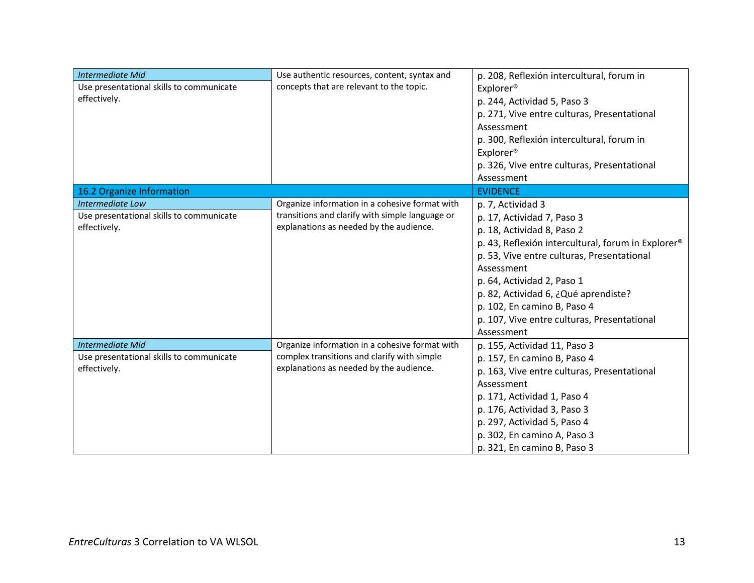| | | |
|---|---|---|
| *Intermediate Mid*<br>Use presentational skills to communicate effectively. | Use authentic resources, content, syntax and concepts that are relevant to the topic. | p. 208, Reflexión intercultural, forum in Explorer®<br>p. 244, Actividad 5, Paso 3<br>p. 271, Vive entre culturas, Presentational Assessment<br>p. 300, Reflexión intercultural, forum in Explorer®<br>p. 326, Vive entre culturas, Presentational Assessment |
| 16.2 Organize Information | | EVIDENCE |
| *Intermediate Low*<br>Use presentational skills to communicate effectively. | Organize information in a cohesive format with transitions and clarify with simple language or explanations as needed by the audience. | p. 7, Actividad 3<br>p. 17, Actividad 7, Paso 3<br>p. 18, Actividad 8, Paso 2<br>p. 43, Reflexión intercultural, forum in Explorer®<br>p. 53, Vive entre culturas, Presentational Assessment<br>p. 64, Actividad 2, Paso 1<br>p. 82, Actividad 6, ¿Qué aprendiste?<br>p. 102, En camino B, Paso 4<br>p. 107, Vive entre culturas, Presentational Assessment |
| *Intermediate Mid*<br>Use presentational skills to communicate effectively. | Organize information in a cohesive format with complex transitions and clarify with simple explanations as needed by the audience. | p. 155, Actividad 11, Paso 3<br>p. 157, En camino B, Paso 4<br>p. 163, Vive entre culturas, Presentational Assessment<br>p. 171, Actividad 1, Paso 4<br>p. 176, Actividad 3, Paso 3<br>p. 297, Actividad 5, Paso 4<br>p. 302, En camino A, Paso 3<br>p. 321, En camino B, Paso 3 |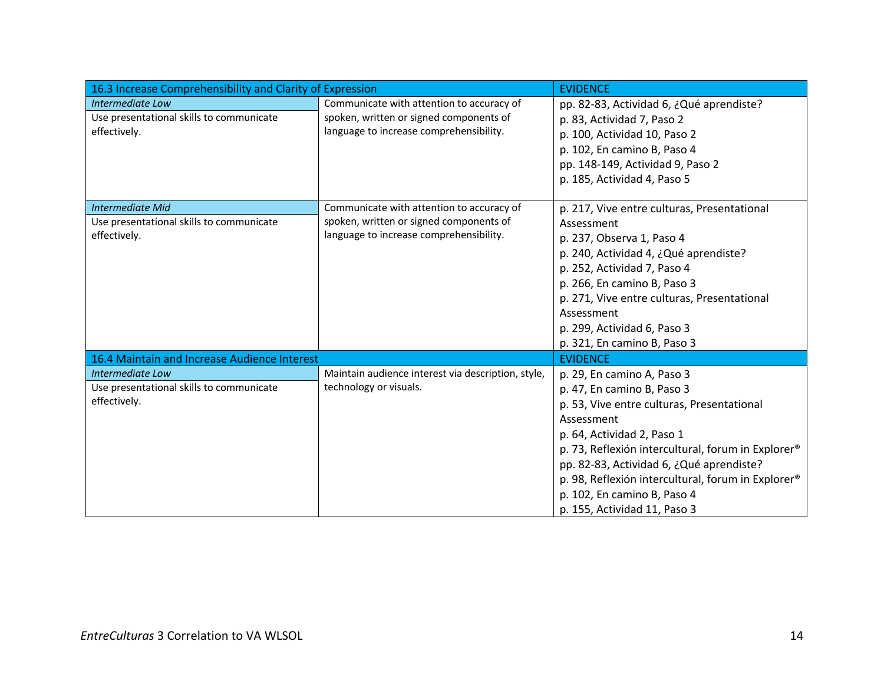| 16.3 Increase Comprehensibility and Clarity of Expression | | EVIDENCE |
|---|---|---|
| *Intermediate Low*<br>Use presentational skills to communicate effectively. | Communicate with attention to accuracy of spoken, written or signed components of language to increase comprehensibility. | pp. 82-83, Actividad 6, ¿Qué aprendiste?<br>p. 83, Actividad 7, Paso 2<br>p. 100, Actividad 10, Paso 2<br>p. 102, En camino B, Paso 4<br>pp. 148-149, Actividad 9, Paso 2<br>p. 185, Actividad 4, Paso 5 |
| *Intermediate Mid*<br>Use presentational skills to communicate effectively. | Communicate with attention to accuracy of spoken, written or signed components of language to increase comprehensibility. | p. 217, Vive entre culturas, Presentational Assessment<br>p. 237, Observa 1, Paso 4<br>p. 240, Actividad 4, ¿Qué aprendiste?<br>p. 252, Actividad 7, Paso 4<br>p. 266, En camino B, Paso 3<br>p. 271, Vive entre culturas, Presentational Assessment<br>p. 299, Actividad 6, Paso 3<br>p. 321, En camino B, Paso 3 |
| **16.4 Maintain and Increase Audience Interest** | | **EVIDENCE** |
| *Intermediate Low*<br>Use presentational skills to communicate effectively. | Maintain audience interest via description, style, technology or visuals. | p. 29, En camino A, Paso 3<br>p. 47, En camino B, Paso 3<br>p. 53, Vive entre culturas, Presentational Assessment<br>p. 64, Actividad 2, Paso 1<br>p. 73, Reflexión intercultural, forum in Explorer®<br>pp. 82-83, Actividad 6, ¿Qué aprendiste?<br>p. 98, Reflexión intercultural, forum in Explorer®<br>p. 102, En camino B, Paso 4<br>p. 155, Actividad 11, Paso 3 |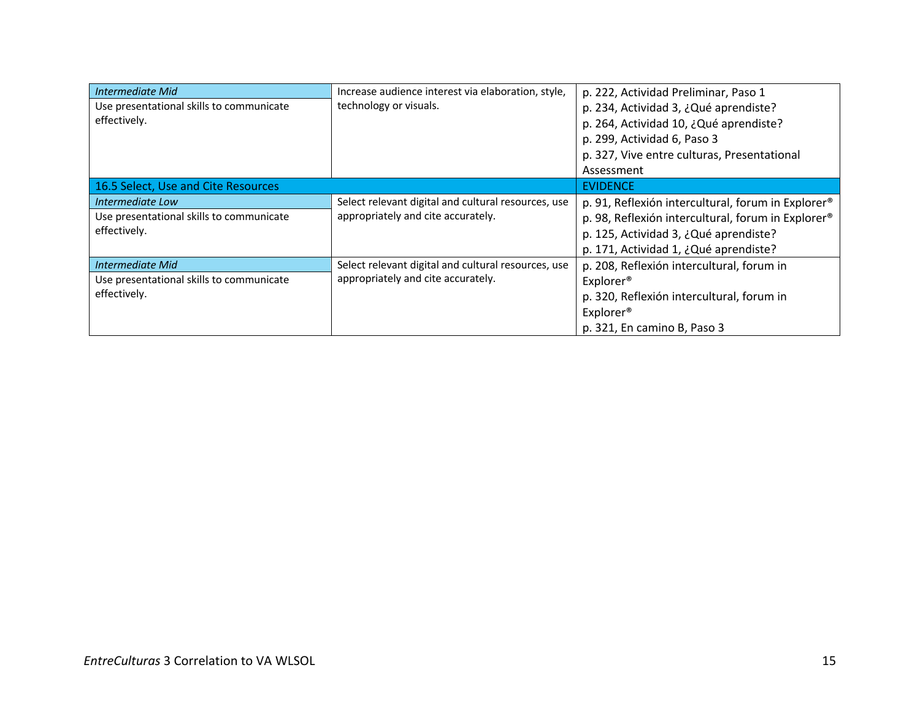| | | |
|---|---|---|
| *Intermediate Mid*<br>Use presentational skills to communicate effectively. | Increase audience interest via elaboration, style, technology or visuals. | p. 222, Actividad Preliminar, Paso 1<br>p. 234, Actividad 3, ¿Qué aprendiste?<br>p. 264, Actividad 10, ¿Qué aprendiste?<br>p. 299, Actividad 6, Paso 3<br>p. 327, Vive entre culturas, Presentational Assessment |
| 16.5 Select, Use and Cite Resources | | EVIDENCE |
| *Intermediate Low*<br>Use presentational skills to communicate effectively. | Select relevant digital and cultural resources, use appropriately and cite accurately. | p. 91, Reflexión intercultural, forum in Explorer®<br>p. 98, Reflexión intercultural, forum in Explorer®<br>p. 125, Actividad 3, ¿Qué aprendiste?<br>p. 171, Actividad 1, ¿Qué aprendiste? |
| *Intermediate Mid*<br>Use presentational skills to communicate effectively. | Select relevant digital and cultural resources, use appropriately and cite accurately. | p. 208, Reflexión intercultural, forum in Explorer®<br>p. 320, Reflexión intercultural, forum in Explorer®<br>p. 321, En camino B, Paso 3 |